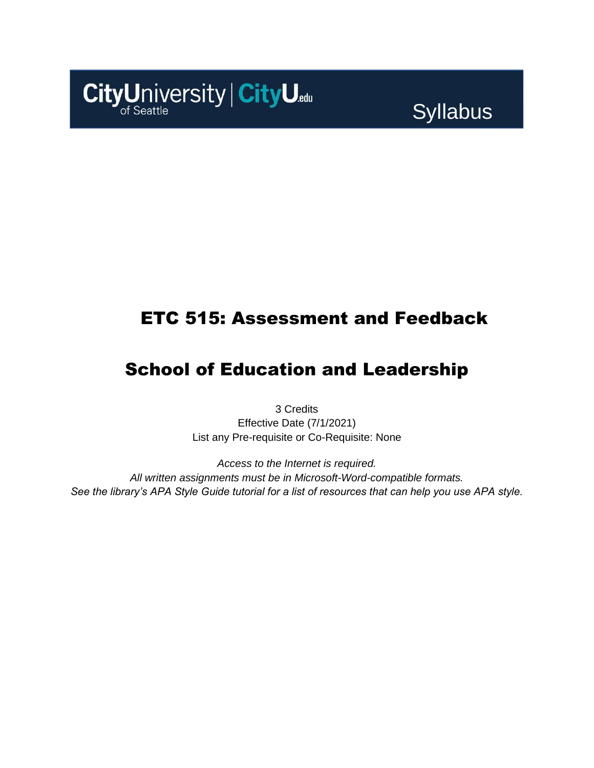CityUniversity of Seattle | CityU.edu

Syllabus

# ETC 515: Assessment and Feedback

# School of Education and Leadership

3 Credits
Effective Date (7/1/2021)
List any Pre-requisite or Co-Requisite: None

*Access to the Internet is required.*
*All written assignments must be in Microsoft-Word-compatible formats.*
*See the library's APA Style Guide tutorial for a list of resources that can help you use APA style.*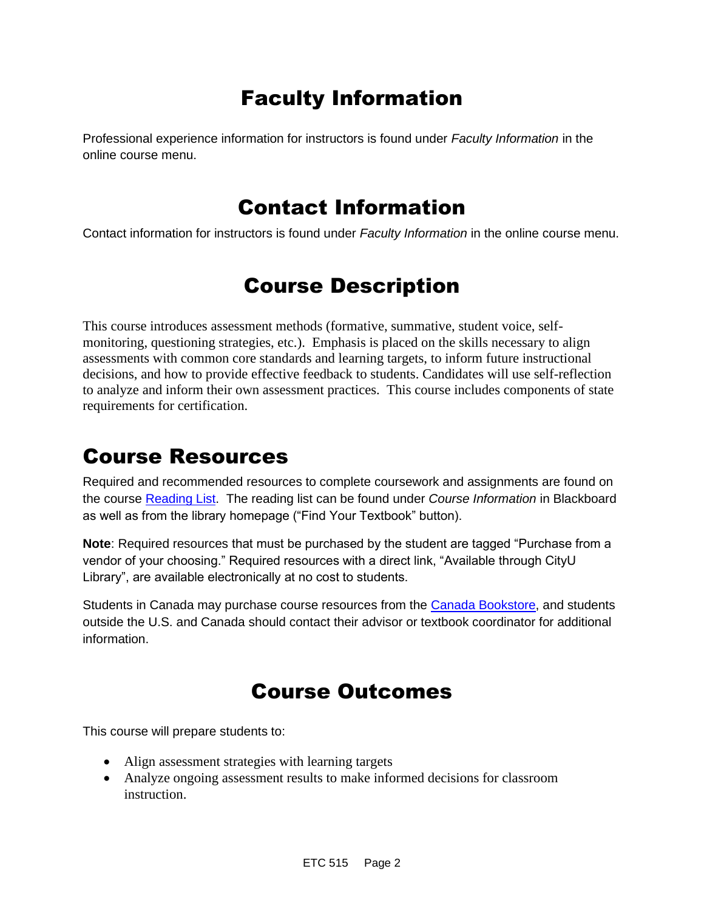# Faculty Information

Professional experience information for instructors is found under *Faculty Information* in the online course menu.

# Contact Information

Contact information for instructors is found under *Faculty Information* in the online course menu.

# Course Description

This course introduces assessment methods (formative, summative, student voice, self-monitoring, questioning strategies, etc.). Emphasis is placed on the skills necessary to align assessments with common core standards and learning targets, to inform future instructional decisions, and how to provide effective feedback to students. Candidates will use self-reflection to analyze and inform their own assessment practices. This course includes components of state requirements for certification.

# Course Resources

Required and recommended resources to complete coursework and assignments are found on the course Reading List. The reading list can be found under *Course Information* in Blackboard as well as from the library homepage ("Find Your Textbook" button).

**Note**: Required resources that must be purchased by the student are tagged "Purchase from a vendor of your choosing." Required resources with a direct link, "Available through CityU Library", are available electronically at no cost to students.

Students in Canada may purchase course resources from the Canada Bookstore, and students outside the U.S. and Canada should contact their advisor or textbook coordinator for additional information.

# Course Outcomes

This course will prepare students to:

- Align assessment strategies with learning targets
- Analyze ongoing assessment results to make informed decisions for classroom instruction.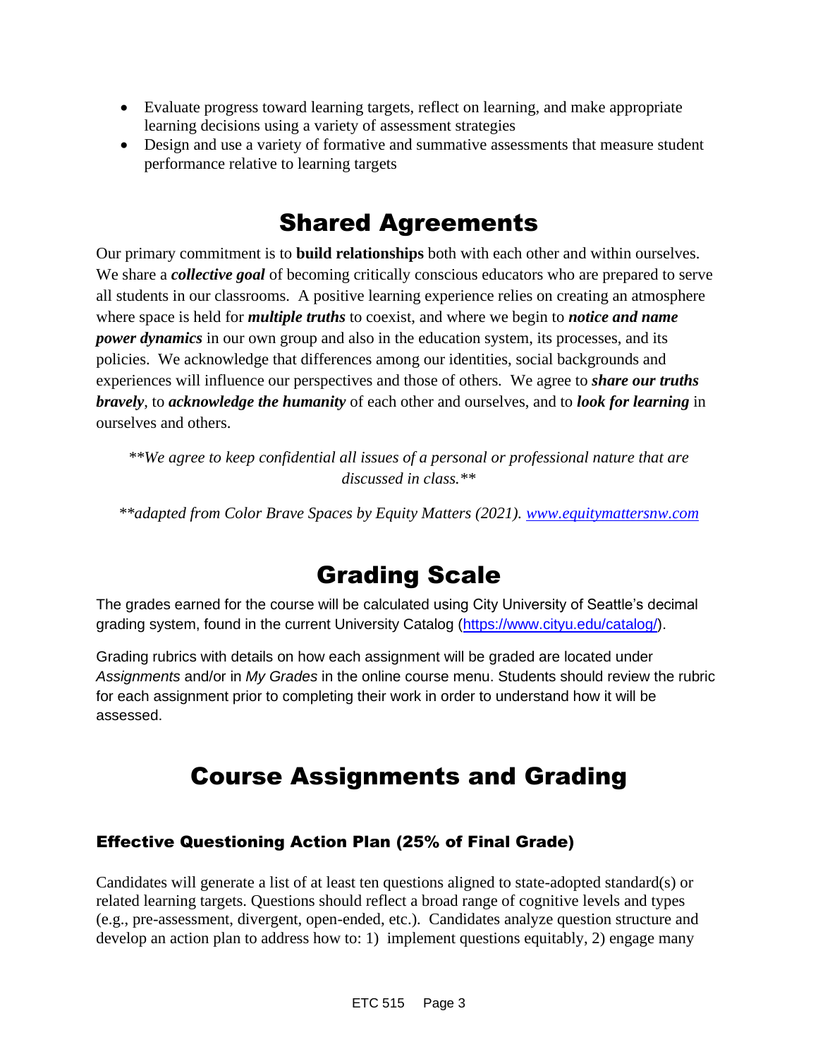- Evaluate progress toward learning targets, reflect on learning, and make appropriate learning decisions using a variety of assessment strategies
- Design and use a variety of formative and summative assessments that measure student performance relative to learning targets

# Shared Agreements

Our primary commitment is to **build relationships** both with each other and within ourselves. We share a ***collective goal*** of becoming critically conscious educators who are prepared to serve all students in our classrooms. A positive learning experience relies on creating an atmosphere where space is held for ***multiple truths*** to coexist, and where we begin to ***notice and name power dynamics*** in our own group and also in the education system, its processes, and its policies. We acknowledge that differences among our identities, social backgrounds and experiences will influence our perspectives and those of others. We agree to ***share our truths bravely***, to ***acknowledge the humanity*** of each other and ourselves, and to ***look for learning*** in ourselves and others.

*\*\*We agree to keep confidential all issues of a personal or professional nature that are discussed in class.\*\**

*\*\*adapted from Color Brave Spaces by Equity Matters (2021). [www.equitymattersnw.com](http://www.equitymattersnw.com)*

# Grading Scale

The grades earned for the course will be calculated using City University of Seattle's decimal grading system, found in the current University Catalog ([https://www.cityu.edu/catalog/](https://www.cityu.edu/catalog/)).

Grading rubrics with details on how each assignment will be graded are located under *Assignments* and/or in *My Grades* in the online course menu. Students should review the rubric for each assignment prior to completing their work in order to understand how it will be assessed.

# Course Assignments and Grading

### Effective Questioning Action Plan (25% of Final Grade)

Candidates will generate a list of at least ten questions aligned to state-adopted standard(s) or related learning targets. Questions should reflect a broad range of cognitive levels and types (e.g., pre-assessment, divergent, open-ended, etc.). Candidates analyze question structure and develop an action plan to address how to: 1) implement questions equitably, 2) engage many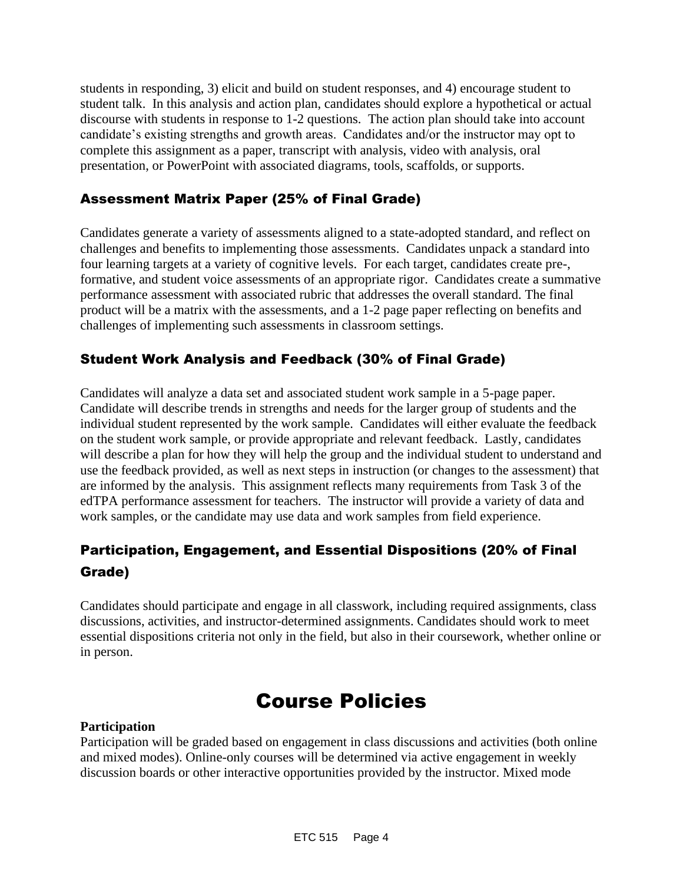students in responding, 3) elicit and build on student responses, and 4) encourage student to student talk. In this analysis and action plan, candidates should explore a hypothetical or actual discourse with students in response to 1-2 questions. The action plan should take into account candidate's existing strengths and growth areas. Candidates and/or the instructor may opt to complete this assignment as a paper, transcript with analysis, video with analysis, oral presentation, or PowerPoint with associated diagrams, tools, scaffolds, or supports.

### Assessment Matrix Paper (25% of Final Grade)

Candidates generate a variety of assessments aligned to a state-adopted standard, and reflect on challenges and benefits to implementing those assessments. Candidates unpack a standard into four learning targets at a variety of cognitive levels. For each target, candidates create pre-, formative, and student voice assessments of an appropriate rigor. Candidates create a summative performance assessment with associated rubric that addresses the overall standard. The final product will be a matrix with the assessments, and a 1-2 page paper reflecting on benefits and challenges of implementing such assessments in classroom settings.

### Student Work Analysis and Feedback (30% of Final Grade)

Candidates will analyze a data set and associated student work sample in a 5-page paper. Candidate will describe trends in strengths and needs for the larger group of students and the individual student represented by the work sample. Candidates will either evaluate the feedback on the student work sample, or provide appropriate and relevant feedback. Lastly, candidates will describe a plan for how they will help the group and the individual student to understand and use the feedback provided, as well as next steps in instruction (or changes to the assessment) that are informed by the analysis. This assignment reflects many requirements from Task 3 of the edTPA performance assessment for teachers. The instructor will provide a variety of data and work samples, or the candidate may use data and work samples from field experience.

### Participation, Engagement, and Essential Dispositions (20% of Final Grade)

Candidates should participate and engage in all classwork, including required assignments, class discussions, activities, and instructor-determined assignments. Candidates should work to meet essential dispositions criteria not only in the field, but also in their coursework, whether online or in person.

# Course Policies

**Participation**
Participation will be graded based on engagement in class discussions and activities (both online and mixed modes). Online-only courses will be determined via active engagement in weekly discussion boards or other interactive opportunities provided by the instructor. Mixed mode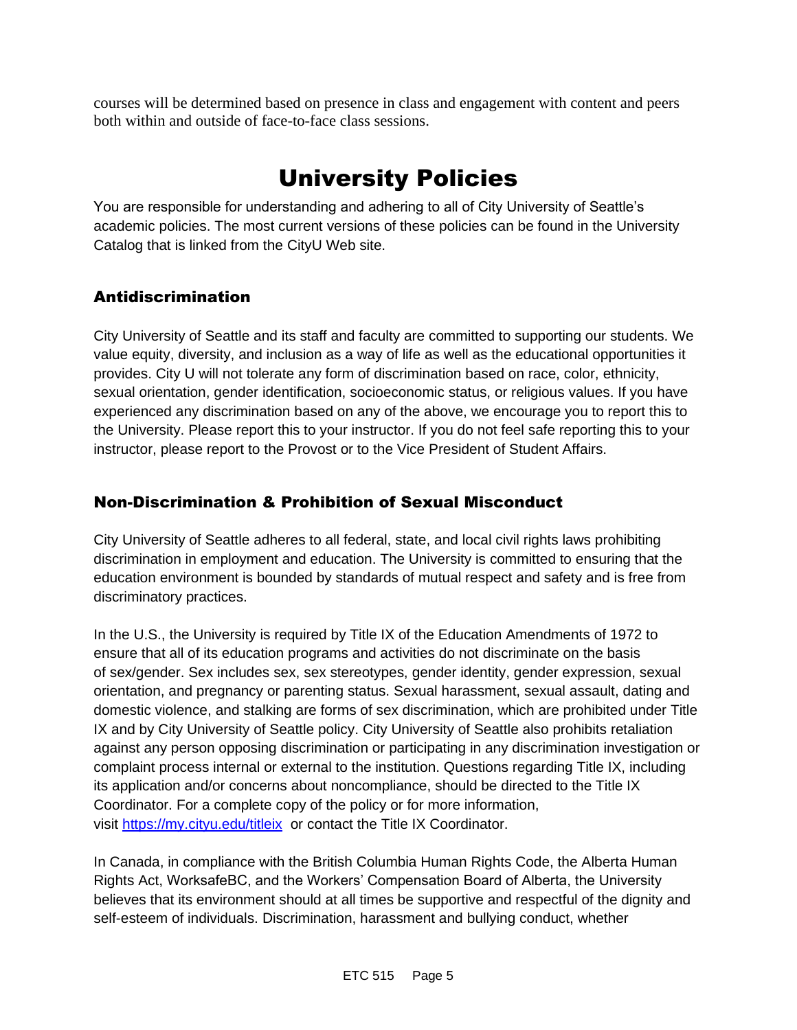courses will be determined based on presence in class and engagement with content and peers both within and outside of face-to-face class sessions.

# University Policies

You are responsible for understanding and adhering to all of City University of Seattle's academic policies. The most current versions of these policies can be found in the University Catalog that is linked from the CityU Web site.

## Antidiscrimination

City University of Seattle and its staff and faculty are committed to supporting our students. We value equity, diversity, and inclusion as a way of life as well as the educational opportunities it provides. City U will not tolerate any form of discrimination based on race, color, ethnicity, sexual orientation, gender identification, socioeconomic status, or religious values. If you have experienced any discrimination based on any of the above, we encourage you to report this to the University. Please report this to your instructor. If you do not feel safe reporting this to your instructor, please report to the Provost or to the Vice President of Student Affairs.

## Non-Discrimination & Prohibition of Sexual Misconduct

City University of Seattle adheres to all federal, state, and local civil rights laws prohibiting discrimination in employment and education. The University is committed to ensuring that the education environment is bounded by standards of mutual respect and safety and is free from discriminatory practices.

In the U.S., the University is required by Title IX of the Education Amendments of 1972 to ensure that all of its education programs and activities do not discriminate on the basis of sex/gender. Sex includes sex, sex stereotypes, gender identity, gender expression, sexual orientation, and pregnancy or parenting status. Sexual harassment, sexual assault, dating and domestic violence, and stalking are forms of sex discrimination, which are prohibited under Title IX and by City University of Seattle policy. City University of Seattle also prohibits retaliation against any person opposing discrimination or participating in any discrimination investigation or complaint process internal or external to the institution. Questions regarding Title IX, including its application and/or concerns about noncompliance, should be directed to the Title IX Coordinator. For a complete copy of the policy or for more information, visit [https://my.cityu.edu/titleix](https://my.cityu.edu/titleix) or contact the Title IX Coordinator.

In Canada, in compliance with the British Columbia Human Rights Code, the Alberta Human Rights Act, WorksafeBC, and the Workers' Compensation Board of Alberta, the University believes that its environment should at all times be supportive and respectful of the dignity and self-esteem of individuals. Discrimination, harassment and bullying conduct, whether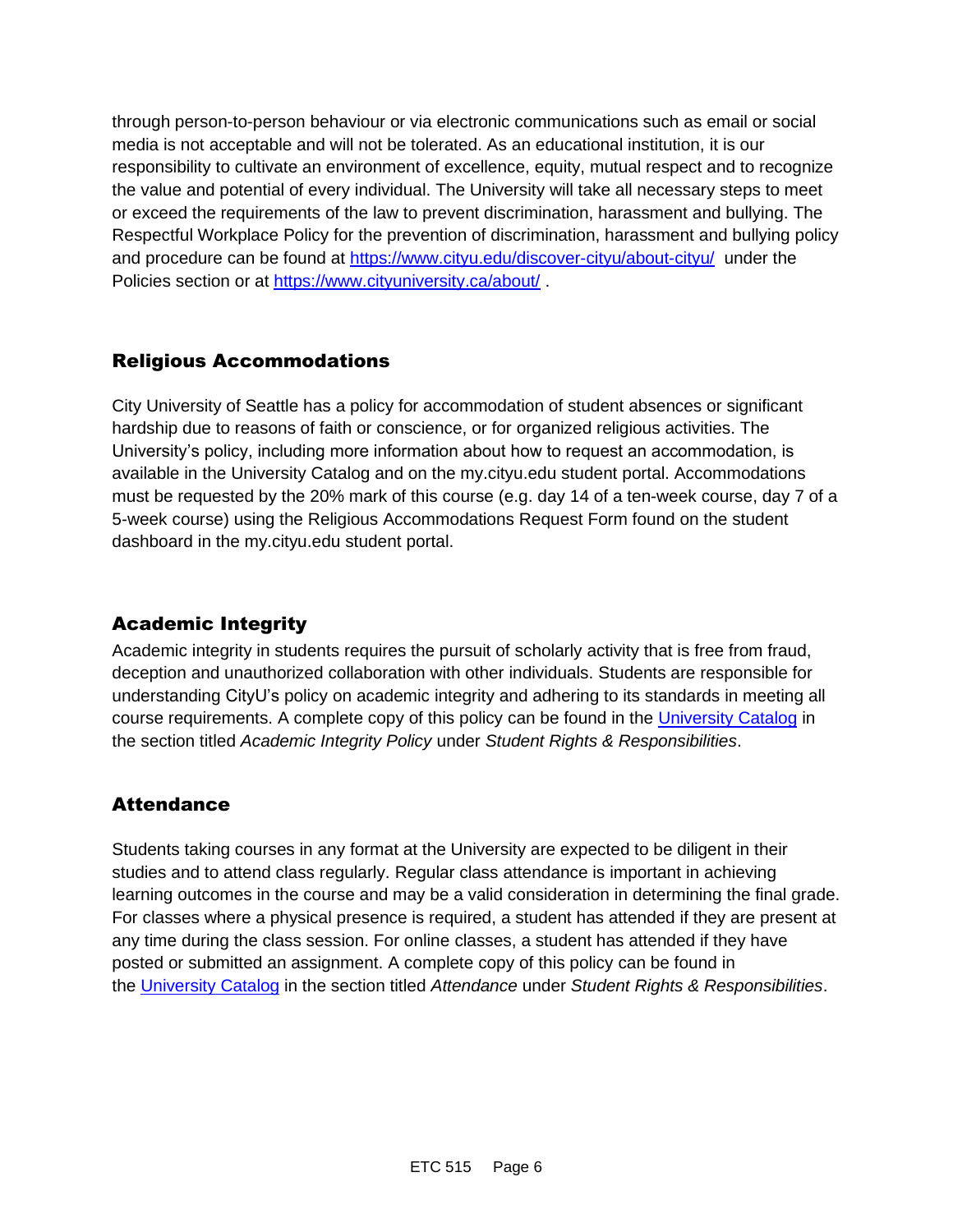through person-to-person behaviour or via electronic communications such as email or social media is not acceptable and will not be tolerated. As an educational institution, it is our responsibility to cultivate an environment of excellence, equity, mutual respect and to recognize the value and potential of every individual. The University will take all necessary steps to meet or exceed the requirements of the law to prevent discrimination, harassment and bullying. The Respectful Workplace Policy for the prevention of discrimination, harassment and bullying policy and procedure can be found at [https://www.cityu.edu/discover-cityu/about-cityu/](https://www.cityu.edu/discover-cityu/about-cityu/) under the Policies section or at [https://www.cityuniversity.ca/about/](https://www.cityuniversity.ca/about/) .

## Religious Accommodations

City University of Seattle has a policy for accommodation of student absences or significant hardship due to reasons of faith or conscience, or for organized religious activities. The University's policy, including more information about how to request an accommodation, is available in the University Catalog and on the my.cityu.edu student portal. Accommodations must be requested by the 20% mark of this course (e.g. day 14 of a ten-week course, day 7 of a 5-week course) using the Religious Accommodations Request Form found on the student dashboard in the my.cityu.edu student portal.

## Academic Integrity

Academic integrity in students requires the pursuit of scholarly activity that is free from fraud, deception and unauthorized collaboration with other individuals. Students are responsible for understanding CityU's policy on academic integrity and adhering to its standards in meeting all course requirements. A complete copy of this policy can be found in the University Catalog in the section titled *Academic Integrity Policy* under *Student Rights & Responsibilities*.

## Attendance

Students taking courses in any format at the University are expected to be diligent in their studies and to attend class regularly. Regular class attendance is important in achieving learning outcomes in the course and may be a valid consideration in determining the final grade. For classes where a physical presence is required, a student has attended if they are present at any time during the class session. For online classes, a student has attended if they have posted or submitted an assignment. A complete copy of this policy can be found in the University Catalog in the section titled *Attendance* under *Student Rights & Responsibilities*.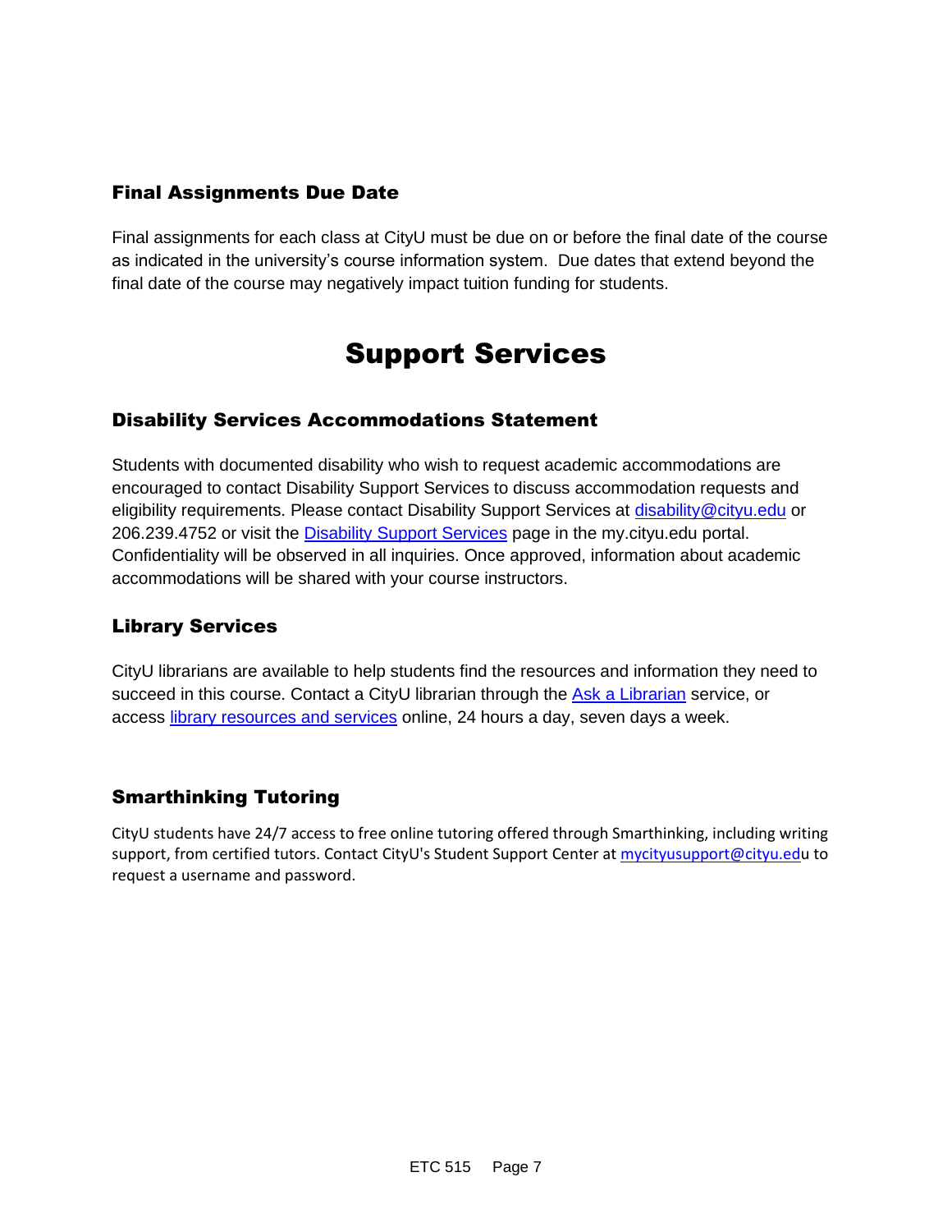### Final Assignments Due Date

Final assignments for each class at CityU must be due on or before the final date of the course as indicated in the university's course information system. Due dates that extend beyond the final date of the course may negatively impact tuition funding for students.

# Support Services

### Disability Services Accommodations Statement

Students with documented disability who wish to request academic accommodations are encouraged to contact Disability Support Services to discuss accommodation requests and eligibility requirements. Please contact Disability Support Services at disability@cityu.edu or 206.239.4752 or visit the Disability Support Services page in the my.cityu.edu portal. Confidentiality will be observed in all inquiries. Once approved, information about academic accommodations will be shared with your course instructors.

### Library Services

CityU librarians are available to help students find the resources and information they need to succeed in this course. Contact a CityU librarian through the Ask a Librarian service, or access library resources and services online, 24 hours a day, seven days a week.

### Smarthinking Tutoring

CityU students have 24/7 access to free online tutoring offered through Smarthinking, including writing support, from certified tutors. Contact CityU's Student Support Center at mycityusupport@cityu.edu to request a username and password.